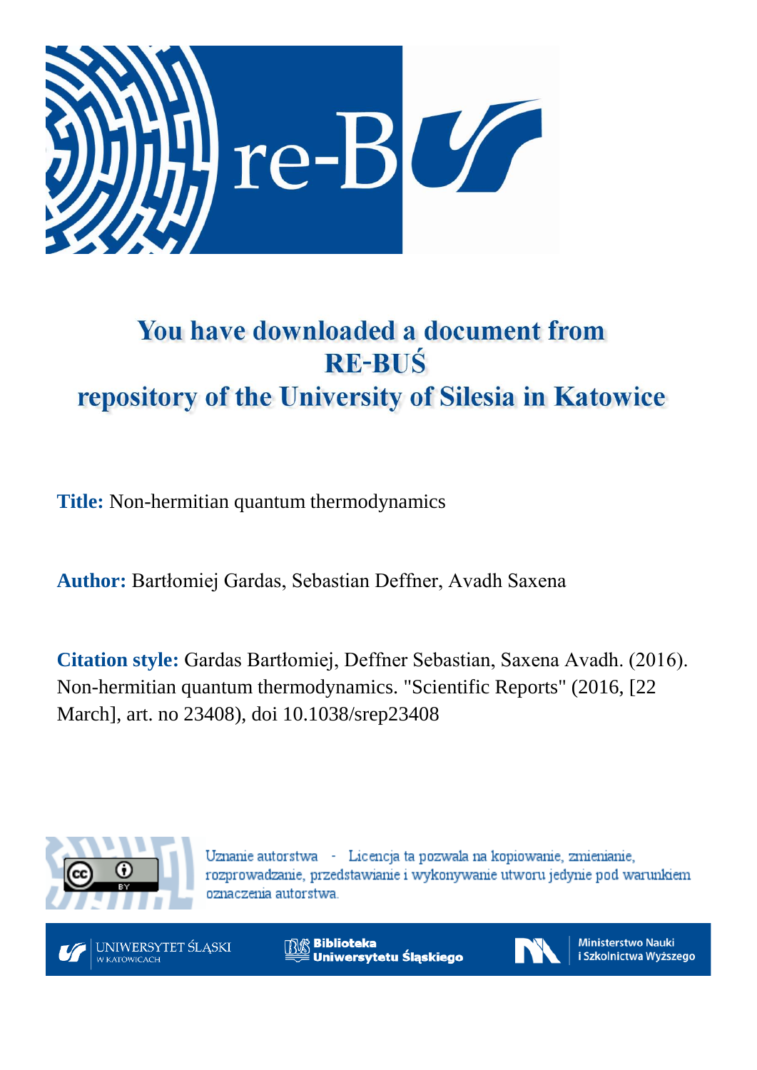# You have downloaded a document from RE-BUŚ repository of the University of Silesia in Katowice

**Title:** Non-hermitian quantum thermodynamics

**Author:** Bartłomiej Gardas, Sebastian Deffner, Avadh Saxena

**Citation style:** Gardas Bartłomiej, Deffner Sebastian, Saxena Avadh. (2016). Non-hermitian quantum thermodynamics. "Scientific Reports" (2016, [22 March], art. no 23408), doi 10.1038/srep23408

Uznanie autorstwa - Licencja ta pozwala na kopiowanie, zmienianie, rozprowadzanie, przedstawianie i wykonywanie utworu jedynie pod warunkiem oznaczenia autorstwa.

UNIWERSYTET ŚLĄSKI W KATOWICACH

Biblioteka Uniwersytetu Śląskiego

Ministerstwo Nauki i Szkolnictwa Wyższego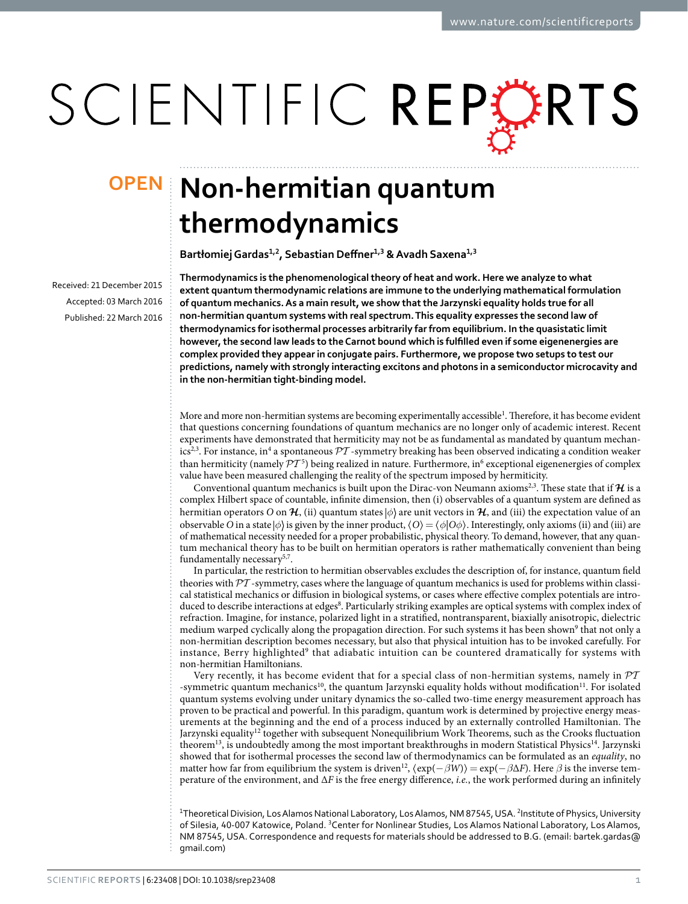# Non-hermitian quantum thermodynamics

Bartłomiej Gardas[1,2], Sebastian Deffner[1,3] & Avadh Saxena[1,3]

Received: 21 December 2015

Accepted: 03 March 2016

Published: 22 March 2016

**Thermodynamics is the phenomenological theory of heat and work. Here we analyze to what extent quantum thermodynamic relations are immune to the underlying mathematical formulation of quantum mechanics. As a main result, we show that the Jarzynski equality holds true for all non-hermitian quantum systems with real spectrum. This equality expresses the second law of thermodynamics for isothermal processes arbitrarily far from equilibrium. In the quasistatic limit however, the second law leads to the Carnot bound which is fulfilled even if some eigenenergies are complex provided they appear in conjugate pairs. Furthermore, we propose two setups to test our predictions, namely with strongly interacting excitons and photons in a semiconductor microcavity and in the non-hermitian tight-binding model.**

More and more non-hermitian systems are becoming experimentally accessible[1]. Therefore, it has become evident that questions concerning foundations of quantum mechanics are no longer only of academic interest. Recent experiments have demonstrated that hermiticity may not be as fundamental as mandated by quantum mechanics[2,3]. For instance, in[4] a spontaneous $\mathcal{PT}$-symmetry breaking has been observed indicating a condition weaker than hermiticity (namely $\mathcal{PT}$[5]) being realized in nature. Furthermore, in[6] exceptional eigenenergies of complex value have been measured challenging the reality of the spectrum imposed by hermiticity.

Conventional quantum mechanics is built upon the Dirac-von Neumann axioms[2,3]. These state that if $\boldsymbol{\mathcal{H}}$ is a complex Hilbert space of countable, infinite dimension, then (i) observables of a quantum system are defined as hermitian operators $O$ on $\boldsymbol{\mathcal{H}}$, (ii) quantum states $|\phi\rangle$ are unit vectors in $\boldsymbol{\mathcal{H}}$, and (iii) the expectation value of an observable $O$ in a state $|\phi\rangle$ is given by the inner product, $\langle O\rangle = \langle\phi|O\phi\rangle$. Interestingly, only axioms (ii) and (iii) are of mathematical necessity needed for a proper probabilistic, physical theory. To demand, however, that any quantum mechanical theory has to be built on hermitian operators is rather mathematically convenient than being fundamentally necessary[5,7].

In particular, the restriction to hermitian observables excludes the description of, for instance, quantum field theories with $\mathcal{PT}$-symmetry, cases where the language of quantum mechanics is used for problems within classical statistical mechanics or diffusion in biological systems, or cases where effective complex potentials are introduced to describe interactions at edges[8]. Particularly striking examples are optical systems with complex index of refraction. Imagine, for instance, polarized light in a stratified, nontransparent, biaxially anisotropic, dielectric medium warped cyclically along the propagation direction. For such systems it has been shown[9] that not only a non-hermitian description becomes necessary, but also that physical intuition has to be invoked carefully. For instance, Berry highlighted[9] that adiabatic intuition can be countered dramatically for systems with non-hermitian Hamiltonians.

Very recently, it has become evident that for a special class of non-hermitian systems, namely in $\mathcal{PT}$-symmetric quantum mechanics[10], the quantum Jarzynski equality holds without modification[11]. For isolated quantum systems evolving under unitary dynamics the so-called two-time energy measurement approach has proven to be practical and powerful. In this paradigm, quantum work is determined by projective energy measurements at the beginning and the end of a process induced by an externally controlled Hamiltonian. The Jarzynski equality[12] together with subsequent Nonequilibrium Work Theorems, such as the Crooks fluctuation theorem[13], is undoubtedly among the most important breakthroughs in modern Statistical Physics[14]. Jarzynski showed that for isothermal processes the second law of thermodynamics can be formulated as an *equality*, no matter how far from equilibrium the system is driven[12], $\langle\exp(-\beta W)\rangle = \exp(-\beta\Delta F)$. Here $\beta$ is the inverse temperature of the environment, and $\Delta F$ is the free energy difference, *i.e.*, the work performed during an infinitely

[1]Theoretical Division, Los Alamos National Laboratory, Los Alamos, NM 87545, USA. [2]Institute of Physics, University of Silesia, 40-007 Katowice, Poland. [3]Center for Nonlinear Studies, Los Alamos National Laboratory, Los Alamos, NM 87545, USA. Correspondence and requests for materials should be addressed to B.G. (email: bartek.gardas@gmail.com)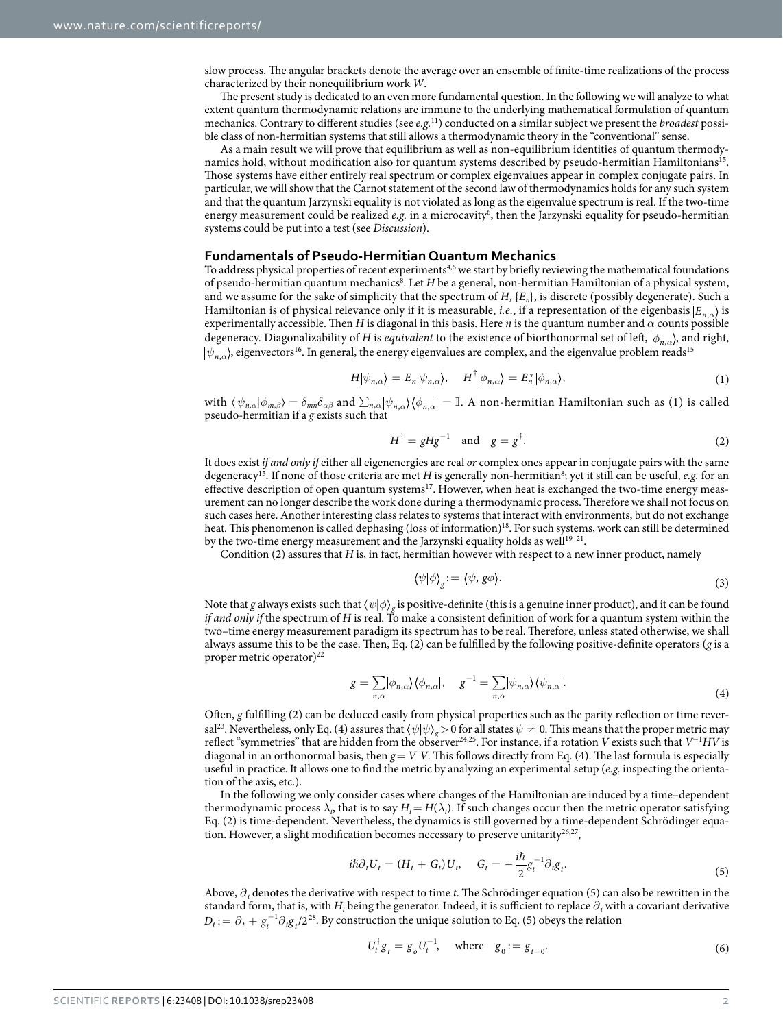slow process. The angular brackets denote the average over an ensemble of finite-time realizations of the process characterized by their nonequilibrium work $W$.

The present study is dedicated to an even more fundamental question. In the following we will analyze to what extent quantum thermodynamic relations are immune to the underlying mathematical formulation of quantum mechanics. Contrary to different studies (see *e.g.*[11]) conducted on a similar subject we present the *broadest* possible class of non-hermitian systems that still allows a thermodynamic theory in the "conventional" sense.

As a main result we will prove that equilibrium as well as non-equilibrium identities of quantum thermodynamics hold, without modification also for quantum systems described by pseudo-hermitian Hamiltonians[15]. Those systems have either entirely real spectrum or complex eigenvalues appear in complex conjugate pairs. In particular, we will show that the Carnot statement of the second law of thermodynamics holds for any such system and that the quantum Jarzynski equality is not violated as long as the eigenvalue spectrum is real. If the two-time energy measurement could be realized *e.g.* in a microcavity[6], then the Jarzynski equality for pseudo-hermitian systems could be put into a test (see *Discussion*).

## Fundamentals of Pseudo-Hermitian Quantum Mechanics

To address physical properties of recent experiments[4,6] we start by briefly reviewing the mathematical foundations of pseudo-hermitian quantum mechanics[8]. Let $H$ be a general, non-hermitian Hamiltonian of a physical system, and we assume for the sake of simplicity that the spectrum of $H$, $\{E_n\}$, is discrete (possibly degenerate). Such a Hamiltonian is of physical relevance only if it is measurable, *i.e.*, if a representation of the eigenbasis $|E_{n,\alpha}\rangle$ is experimentally accessible. Then $H$ is diagonal in this basis. Here $n$ is the quantum number and $\alpha$ counts possible degeneracy. Diagonalizability of $H$ is *equivalent* to the existence of biorthonormal set of left, $|\phi_{n,\alpha}\rangle$, and right, $|\psi_{n,\alpha}\rangle$, eigenvectors[16]. In general, the energy eigenvalues are complex, and the eigenvalue problem reads[15]

$$H|\psi_{n,\alpha}\rangle = E_n|\psi_{n,\alpha}\rangle, \quad H^\dagger|\phi_{n,\alpha}\rangle = E_n^*|\phi_{n,\alpha}\rangle, \tag{1}$$

with $\langle \psi_{n,\alpha}|\phi_{m,\beta}\rangle = \delta_{mn}\delta_{\alpha\beta}$ and $\sum_{n,\alpha}|\psi_{n,\alpha}\rangle\langle\phi_{n,\alpha}| = \mathbb{I}$. A non-hermitian Hamiltonian such as (1) is called pseudo-hermitian if a $g$ exists such that

$$H^\dagger = gHg^{-1} \quad \text{and} \quad g = g^\dagger. \tag{2}$$

It does exist *if and only if* either all eigenenergies are real *or* complex ones appear in conjugate pairs with the same degeneracy[15]. If none of those criteria are met $H$ is generally non-hermitian[8]; yet it still can be useful, *e.g.* for an effective description of open quantum systems[17]. However, when heat is exchanged the two-time energy measurement can no longer describe the work done during a thermodynamic process. Therefore we shall not focus on such cases here. Another interesting class relates to systems that interact with environments, but do not exchange heat. This phenomenon is called dephasing (loss of information)[18]. For such systems, work can still be determined by the two-time energy measurement and the Jarzynski equality holds as well[19–21].

Condition (2) assures that $H$ is, in fact, hermitian however with respect to a new inner product, namely

$$\langle\psi|\phi\rangle_g := \langle\psi, g\phi\rangle. \tag{3}$$

Note that $g$ always exists such that $\langle\psi|\phi\rangle_g$ is positive-definite (this is a genuine inner product), and it can be found *if and only if* the spectrum of $H$ is real. To make a consistent definition of work for a quantum system within the two–time energy measurement paradigm its spectrum has to be real. Therefore, unless stated otherwise, we shall always assume this to be the case. Then, Eq. (2) can be fulfilled by the following positive-definite operators ($g$ is a proper metric operator)[22]

$$g = \sum_{n,\alpha}|\phi_{n,\alpha}\rangle\langle\phi_{n,\alpha}|, \quad g^{-1} = \sum_{n,\alpha}|\psi_{n,\alpha}\rangle\langle\psi_{n,\alpha}|. \tag{4}$$

Often, $g$ fulfilling (2) can be deduced easily from physical properties such as the parity reflection or time reversal[23]. Nevertheless, only Eq. (4) assures that $\langle\psi|\psi\rangle_g > 0$ for all states $\psi \neq 0$. This means that the proper metric may reflect "symmetries" that are hidden from the observer[24,25]. For instance, if a rotation $V$ exists such that $V^{-1}HV$ is diagonal in an orthonormal basis, then $g = V^\dagger V$. This follows directly from Eq. (4). The last formula is especially useful in practice. It allows one to find the metric by analyzing an experimental setup (*e.g.* inspecting the orientation of the axis, etc.).

In the following we only consider cases where changes of the Hamiltonian are induced by a time–dependent thermodynamic process $\lambda_t$, that is to say $H_t = H(\lambda_t)$. If such changes occur then the metric operator satisfying Eq. (2) is time-dependent. Nevertheless, the dynamics is still governed by a time-dependent Schrödinger equation. However, a slight modification becomes necessary to preserve unitarity[26,27],

$$i\hbar\partial_t U_t = (H_t + G_t)U_t, \quad G_t = -\frac{i\hbar}{2}g_t^{-1}\partial_t g_t. \tag{5}$$

Above, $\partial_t$ denotes the derivative with respect to time $t$. The Schrödinger equation (5) can also be rewritten in the standard form, that is, with $H_t$ being the generator. Indeed, it is sufficient to replace $\partial_t$ with a covariant derivative $D_t := \partial_t + g_t^{-1}\partial_t g_t/2$[28]. By construction the unique solution to Eq. (5) obeys the relation

$$U_t^\dagger g_t = g_o U_t^{-1}, \quad \text{where} \quad g_0 := g_{t=0}. \tag{6}$$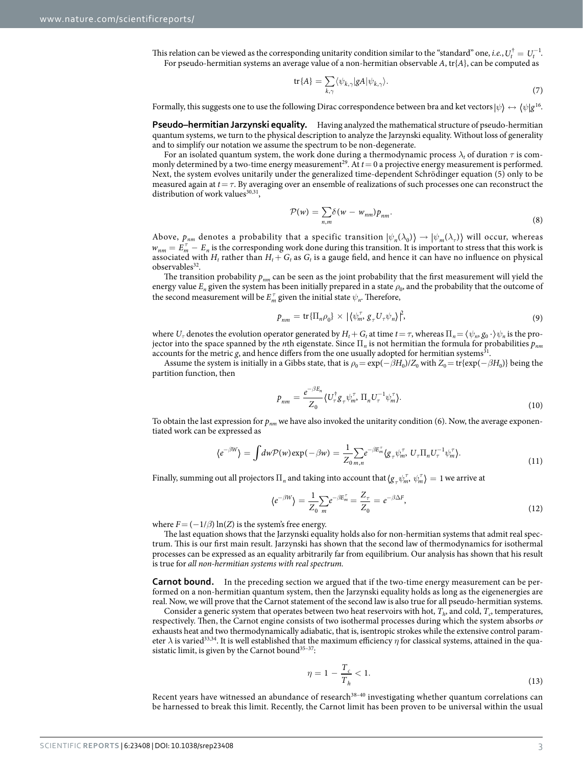This relation can be viewed as the corresponding unitarity condition similar to the "standard" one, *i.e.*, $U_t^\dagger = U_t^{-1}$.

For pseudo-hermitian systems an average value of a non-hermitian observable $A$, $\mathrm{tr}\{A\}$, can be computed as

$$\mathrm{tr}\{A\} = \sum_{k,\gamma} \langle \psi_{k,\gamma} | gA | \psi_{k,\gamma} \rangle. \tag{7}$$

Formally, this suggests one to use the following Dirac correspondence between bra and ket vectors $|\psi\rangle \leftrightarrow \langle \psi | g$[16].

**Pseudo–hermitian Jarzynski equality.** Having analyzed the mathematical structure of pseudo-hermitian quantum systems, we turn to the physical description to analyze the Jarzynski equality. Without loss of generality and to simplify our notation we assume the spectrum to be non-degenerate.

For an isolated quantum system, the work done during a thermodynamic process $\lambda_t$ of duration $\tau$ is commonly determined by a two-time energy measurement[29]. At $t = 0$ a projective energy measurement is performed. Next, the system evolves unitarily under the generalized time-dependent Schrödinger equation (5) only to be measured again at $t = \tau$. By averaging over an ensemble of realizations of such processes one can reconstruct the distribution of work values[30,31],

$$\mathcal{P}(w) = \sum_{n,m} \delta(w - w_{nm}) p_{nm}. \tag{8}$$

Above, $p_{nm}$ denotes a probability that a specific transition $|\psi_n(\lambda_0)\rangle \to |\psi_m(\lambda_\tau)\rangle$ will occur, whereas $w_{nm} = E_m^\tau - E_n$ is the corresponding work done during this transition. It is important to stress that this work is associated with $H_t$ rather than $H_t + G_t$ as $G_t$ is a gauge field, and hence it can have no influence on physical observables[32].

The transition probability $p_{nm}$ can be seen as the joint probability that the first measurement will yield the energy value $E_n$ given the system has been initially prepared in a state $\rho_0$, and the probability that the outcome of the second measurement will be $E_m^\tau$ given the initial state $\psi_n$. Therefore,

$$p_{nm} = \mathrm{tr}\{\Pi_n \rho_0\} \times |\langle \psi_m^\tau, g_\tau U_\tau \psi_n \rangle|^2, \tag{9}$$

where $U_\tau$ denotes the evolution operator generated by $H_t + G_t$ at time $t = \tau$, whereas $\Pi_n = \langle \psi_n, g_0 \cdot \rangle \psi_n$ is the projector into the space spanned by the $n$th eigenstate. Since $\Pi_n$ is not hermitian the formula for probabilities $p_{nm}$ accounts for the metric $g$, and hence differs from the one usually adopted for hermitian systems[31].

Assume the system is initially in a Gibbs state, that is $\rho_0 = \exp(-\beta H_0)/Z_0$ with $Z_0 = \mathrm{tr}\{\exp(-\beta H_0)\}$ being the partition function, then

$$p_{nm} = \frac{e^{-\beta E_n}}{Z_0} \langle U_\tau^\dagger g_\tau \psi_m^\tau, \Pi_n U_\tau^{-1} \psi_m^\tau \rangle. \tag{10}$$

To obtain the last expression for $p_{nm}$ we have also invoked the unitarity condition (6). Now, the average exponentiated work can be expressed as

$$\langle e^{-\beta W} \rangle = \int dw \mathcal{P}(w) \exp(-\beta w) = \frac{1}{Z_0} \sum_{m,n} e^{-\beta E_m^\tau} \langle g_\tau \psi_m^\tau, U_\tau \Pi_n U_\tau^{-1} \psi_m^\tau \rangle. \tag{11}$$

Finally, summing out all projectors $\Pi_n$ and taking into account that $\langle g_\tau \psi_m^\tau, \psi_m^\tau \rangle = 1$ we arrive at

$$\langle e^{-\beta W} \rangle = \frac{1}{Z_0} \sum_m e^{-\beta E_m^\tau} = \frac{Z_\tau}{Z_0} = e^{-\beta \Delta F}, \tag{12}$$

where $F = (-1/\beta)\ln(Z)$ is the system's free energy.

The last equation shows that the Jarzynski equality holds also for non-hermitian systems that admit real spectrum. This is our first main result. Jarzynski has shown that the second law of thermodynamics for isothermal processes can be expressed as an equality arbitrarily far from equilibrium. Our analysis has shown that his result is true for *all non-hermitian systems with real spectrum.*

**Carnot bound.** In the preceding section we argued that if the two-time energy measurement can be performed on a non-hermitian quantum system, then the Jarzynski equality holds as long as the eigenenergies are real. Now, we will prove that the Carnot statement of the second law is also true for all pseudo-hermitian systems.

Consider a generic system that operates between two heat reservoirs with hot, $T_h$, and cold, $T_c$, temperatures, respectively. Then, the Carnot engine consists of two isothermal processes during which the system absorbs *or* exhausts heat and two thermodynamically adiabatic, that is, isentropic strokes while the extensive control parameter $\lambda$ is varied[33,34]. It is well established that the maximum efficiency $\eta$ for classical systems, attained in the quasistatic limit, is given by the Carnot bound[35–37]:

$$\eta = 1 - \frac{T_c}{T_h} < 1. \tag{13}$$

Recent years have witnessed an abundance of research[38–40] investigating whether quantum correlations can be harnessed to break this limit. Recently, the Carnot limit has been proven to be universal within the usual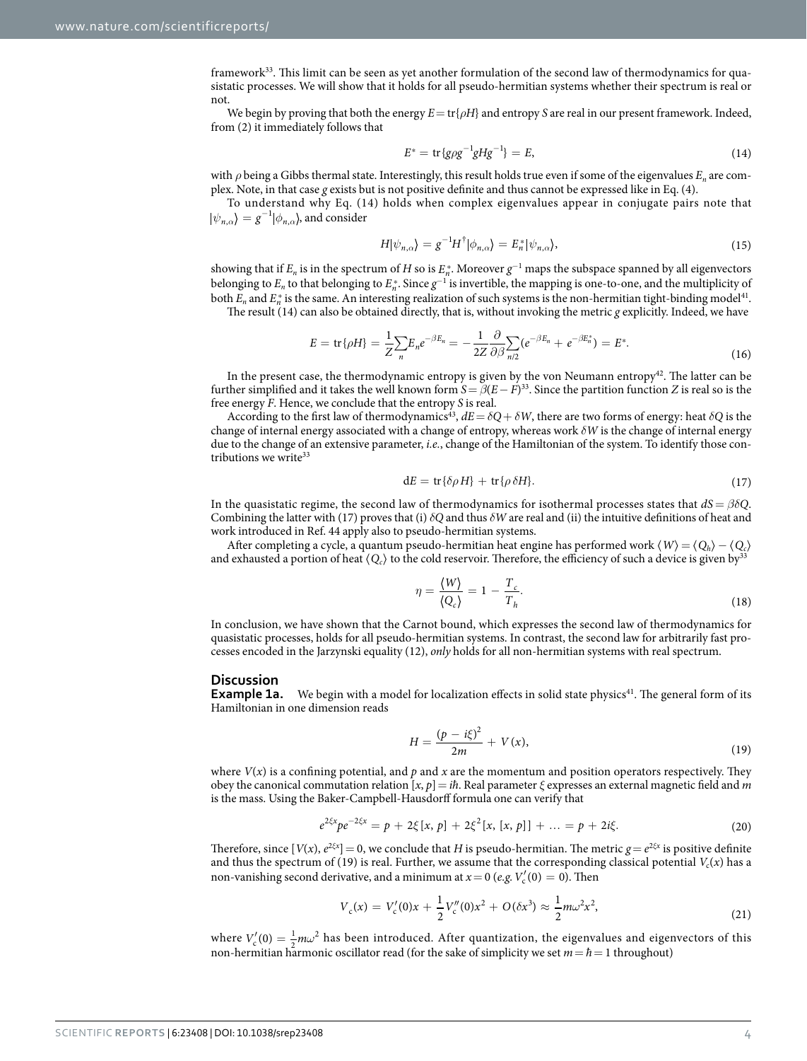framework[33]. This limit can be seen as yet another formulation of the second law of thermodynamics for quasistatic processes. We will show that it holds for all pseudo-hermitian systems whether their spectrum is real or not.

We begin by proving that both the energy $E = \mathrm{tr}\{\rho H\}$ and entropy $S$ are real in our present framework. Indeed, from (2) it immediately follows that

$$E^* = \mathrm{tr}\{g\rho g^{-1} g H g^{-1}\} = E, \tag{14}$$

with $\rho$ being a Gibbs thermal state. Interestingly, this result holds true even if some of the eigenvalues $E_n$ are complex. Note, in that case $g$ exists but is not positive definite and thus cannot be expressed like in Eq. (4).

To understand why Eq. (14) holds when complex eigenvalues appear in conjugate pairs note that $|\psi_{n,\alpha}\rangle = g^{-1}|\phi_{n,\alpha}\rangle$, and consider

$$H|\psi_{n,\alpha}\rangle = g^{-1}H^\dagger|\phi_{n,\alpha}\rangle = E_n^*|\psi_{n,\alpha}\rangle, \tag{15}$$

showing that if $E_n$ is in the spectrum of $H$ so is $E_n^*$. Moreover $g^{-1}$ maps the subspace spanned by all eigenvectors belonging to $E_n$ to that belonging to $E_n^*$. Since $g^{-1}$ is invertible, the mapping is one-to-one, and the multiplicity of both $E_n$ and $E_n^*$ is the same. An interesting realization of such systems is the non-hermitian tight-binding model[41].

The result (14) can also be obtained directly, that is, without invoking the metric $g$ explicitly. Indeed, we have

$$E = \mathrm{tr}\{\rho H\} = \frac{1}{Z}\sum_n E_n e^{-\beta E_n} = -\frac{1}{2Z}\frac{\partial}{\partial\beta}\sum_{n/2}(e^{-\beta E_n} + e^{-\beta E_n^*}) = E^*. \tag{16}$$

In the present case, the thermodynamic entropy is given by the von Neumann entropy[42]. The latter can be further simplified and it takes the well known form $S = \beta(E - F)$[33]. Since the partition function $Z$ is real so is the free energy $F$. Hence, we conclude that the entropy $S$ is real.

According to the first law of thermodynamics[43], $dE = \delta Q + \delta W$, there are two forms of energy: heat $\delta Q$ is the change of internal energy associated with a change of entropy, whereas work $\delta W$ is the change of internal energy due to the change of an extensive parameter, *i.e.*, change of the Hamiltonian of the system. To identify those contributions we write[33]

$$\mathrm{d}E = \mathrm{tr}\{\delta\rho\, H\} + \mathrm{tr}\{\rho\, \delta H\}. \tag{17}$$

In the quasistatic regime, the second law of thermodynamics for isothermal processes states that $dS = \beta\delta Q$. Combining the latter with (17) proves that (i) $\delta Q$ and thus $\delta W$ are real and (ii) the intuitive definitions of heat and work introduced in Ref. 44 apply also to pseudo-hermitian systems.

After completing a cycle, a quantum pseudo-hermitian heat engine has performed work $\langle W\rangle = \langle Q_h\rangle - \langle Q_c\rangle$ and exhausted a portion of heat $\langle Q_c\rangle$ to the cold reservoir. Therefore, the efficiency of such a device is given by[33]

$$\eta = \frac{\langle W\rangle}{\langle Q_c\rangle} = 1 - \frac{T_c}{T_h}. \tag{18}$$

In conclusion, we have shown that the Carnot bound, which expresses the second law of thermodynamics for quasistatic processes, holds for all pseudo-hermitian systems. In contrast, the second law for arbitrarily fast processes encoded in the Jarzynski equality (12), *only* holds for all non-hermitian systems with real spectrum.

## Discussion

**Example 1a.** We begin with a model for localization effects in solid state physics[41]. The general form of its Hamiltonian in one dimension reads

$$H = \frac{(p - i\xi)^2}{2m} + V(x), \tag{19}$$

where $V(x)$ is a confining potential, and $p$ and $x$ are the momentum and position operators respectively. They obey the canonical commutation relation $[x, p] = i\hbar$. Real parameter $\xi$ expresses an external magnetic field and $m$ is the mass. Using the Baker-Campbell-Hausdorff formula one can verify that

$$e^{2\xi x} p e^{-2\xi x} = p + 2\xi[x, p] + 2\xi^2[x, [x, p]] + \ldots = p + 2i\xi. \tag{20}$$

Therefore, since $[V(x), e^{2\xi x}] = 0$, we conclude that $H$ is pseudo-hermitian. The metric $g = e^{2\xi x}$ is positive definite and thus the spectrum of (19) is real. Further, we assume that the corresponding classical potential $V_c(x)$ has a non-vanishing second derivative, and a minimum at $x = 0$ (*e.g.* $V_c'(0) = 0$). Then

$$V_c(x) = V_c'(0)x + \frac{1}{2}V_c''(0)x^2 + O(\delta x^3) \approx \frac{1}{2}m\omega^2 x^2, \tag{21}$$

where $V_c'(0) = \frac{1}{2}m\omega^2$ has been introduced. After quantization, the eigenvalues and eigenvectors of this non-hermitian harmonic oscillator read (for the sake of simplicity we set $m = \hbar = 1$ throughout)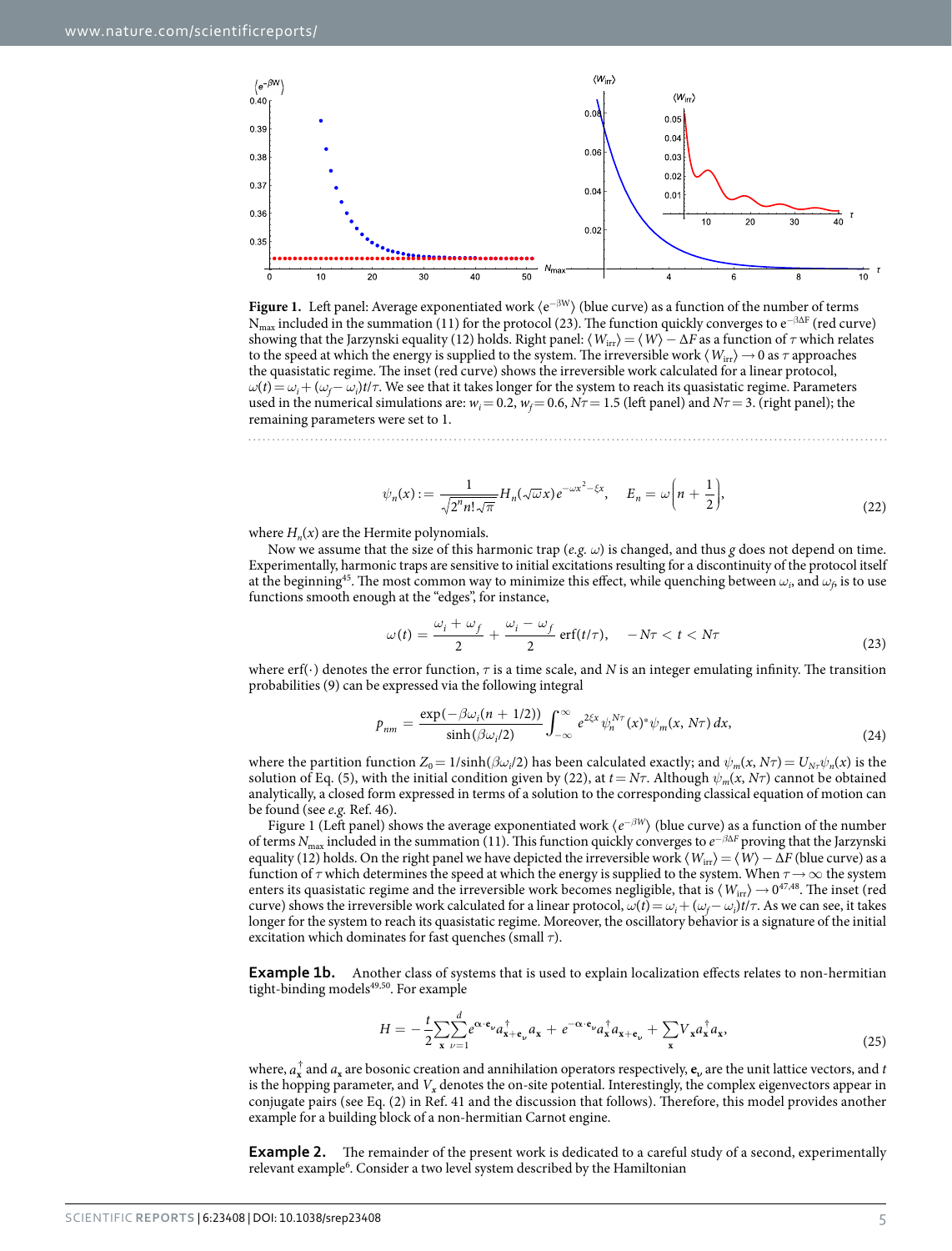**Figure 1.** Left panel: Average exponentiated work $\langle e^{-\beta W}\rangle$ (blue curve) as a function of the number of terms $N_{max}$ included in the summation (11) for the protocol (23). The function quickly converges to $e^{-\beta\Delta F}$ (red curve) showing that the Jarzynski equality (12) holds. Right panel: $\langle W_{irr}\rangle = \langle W\rangle - \Delta F$ as a function of $\tau$ which relates to the speed at which the energy is supplied to the system. The irreversible work $\langle W_{irr}\rangle \to 0$ as $\tau$ approaches the quasistatic regime. The inset (red curve) shows the irreversible work calculated for a linear protocol, $\omega(t) = \omega_i + (\omega_f - \omega_i)t/\tau$. We see that it takes longer for the system to reach its quasistatic regime. Parameters used in the numerical simulations are: $w_i = 0.2$, $w_f = 0.6$, $N\tau = 1.5$ (left panel) and $N\tau = 3$. (right panel); the remaining parameters were set to 1.

$$\psi_n(x) := \frac{1}{\sqrt{2^n n!\sqrt{\pi}}} H_n(\sqrt{\omega}x)\, e^{-\omega x^2 - \xi x}, \quad E_n = \omega\left(n + \frac{1}{2}\right), \tag{22}$$

where $H_n(x)$ are the Hermite polynomials.

Now we assume that the size of this harmonic trap (*e.g.* $\omega$) is changed, and thus $g$ does not depend on time. Experimentally, harmonic traps are sensitive to initial excitations resulting for a discontinuity of the protocol itself at the beginning[45]. The most common way to minimize this effect, while quenching between $\omega_i$, and $\omega_f$, is to use functions smooth enough at the "edges", for instance,

$$\omega(t) = \frac{\omega_i + \omega_f}{2} + \frac{\omega_i - \omega_f}{2}\,\mathrm{erf}(t/\tau), \quad -N\tau < t < N\tau \tag{23}$$

where erf(·) denotes the error function, $\tau$ is a time scale, and $N$ is an integer emulating infinity. The transition probabilities (9) can be expressed via the following integral

$$p_{nm} = \frac{\exp(-\beta\omega_i(n + 1/2))}{\sinh(\beta\omega_i/2)} \int_{-\infty}^{\infty} e^{2\xi x}\, \psi_n^{N\tau}(x)^* \psi_m(x, N\tau)\, dx, \tag{24}$$

where the partition function $Z_0 = 1/\sinh(\beta\omega_i/2)$ has been calculated exactly; and $\psi_m(x, N\tau) = U_{N\tau}\psi_n(x)$ is the solution of Eq. (5), with the initial condition given by (22), at $t = N\tau$. Although $\psi_m(x, N\tau)$ cannot be obtained analytically, a closed form expressed in terms of a solution to the corresponding classical equation of motion can be found (see *e.g.* Ref. 46).

Figure 1 (Left panel) shows the average exponentiated work $\langle e^{-\beta W}\rangle$ (blue curve) as a function of the number of terms $N_{max}$ included in the summation (11). This function quickly converges to $e^{-\beta\Delta F}$ proving that the Jarzynski equality (12) holds. On the right panel we have depicted the irreversible work $\langle W_{irr}\rangle = \langle W\rangle - \Delta F$ (blue curve) as a function of $\tau$ which determines the speed at which the energy is supplied to the system. When $\tau \to \infty$ the system enters its quasistatic regime and the irreversible work becomes negligible, that is $\langle W_{irr}\rangle \to 0$[47,48]. The inset (red curve) shows the irreversible work calculated for a linear protocol, $\omega(t) = \omega_i + (\omega_f - \omega_i)t/\tau$. As we can see, it takes longer for the system to reach its quasistatic regime. Moreover, the oscillatory behavior is a signature of the initial excitation which dominates for fast quenches (small $\tau$).

**Example 1b.** Another class of systems that is used to explain localization effects relates to non-hermitian tight-binding models[49,50]. For example

$$H = -\frac{t}{2}\sum_{\mathbf{x}}\sum_{\nu=1}^{d} e^{\alpha\cdot\mathbf{e}_\nu} a_{\mathbf{x}+\mathbf{e}_\nu}^\dagger a_{\mathbf{x}} + e^{-\alpha\cdot\mathbf{e}_\nu} a_{\mathbf{x}}^\dagger a_{\mathbf{x}+\mathbf{e}_\nu} + \sum_{\mathbf{x}} V_{\mathbf{x}} a_{\mathbf{x}}^\dagger a_{\mathbf{x}}, \tag{25}$$

where, $a_{\mathbf{x}}^\dagger$ and $a_{\mathbf{x}}$ are bosonic creation and annihilation operators respectively, $\mathbf{e}_\nu$ are the unit lattice vectors, and $t$ is the hopping parameter, and $V_x$ denotes the on-site potential. Interestingly, the complex eigenvectors appear in conjugate pairs (see Eq. (2) in Ref. 41 and the discussion that follows). Therefore, this model provides another example for a building block of a non-hermitian Carnot engine.

**Example 2.** The remainder of the present work is dedicated to a careful study of a second, experimentally relevant example[6]. Consider a two level system described by the Hamiltonian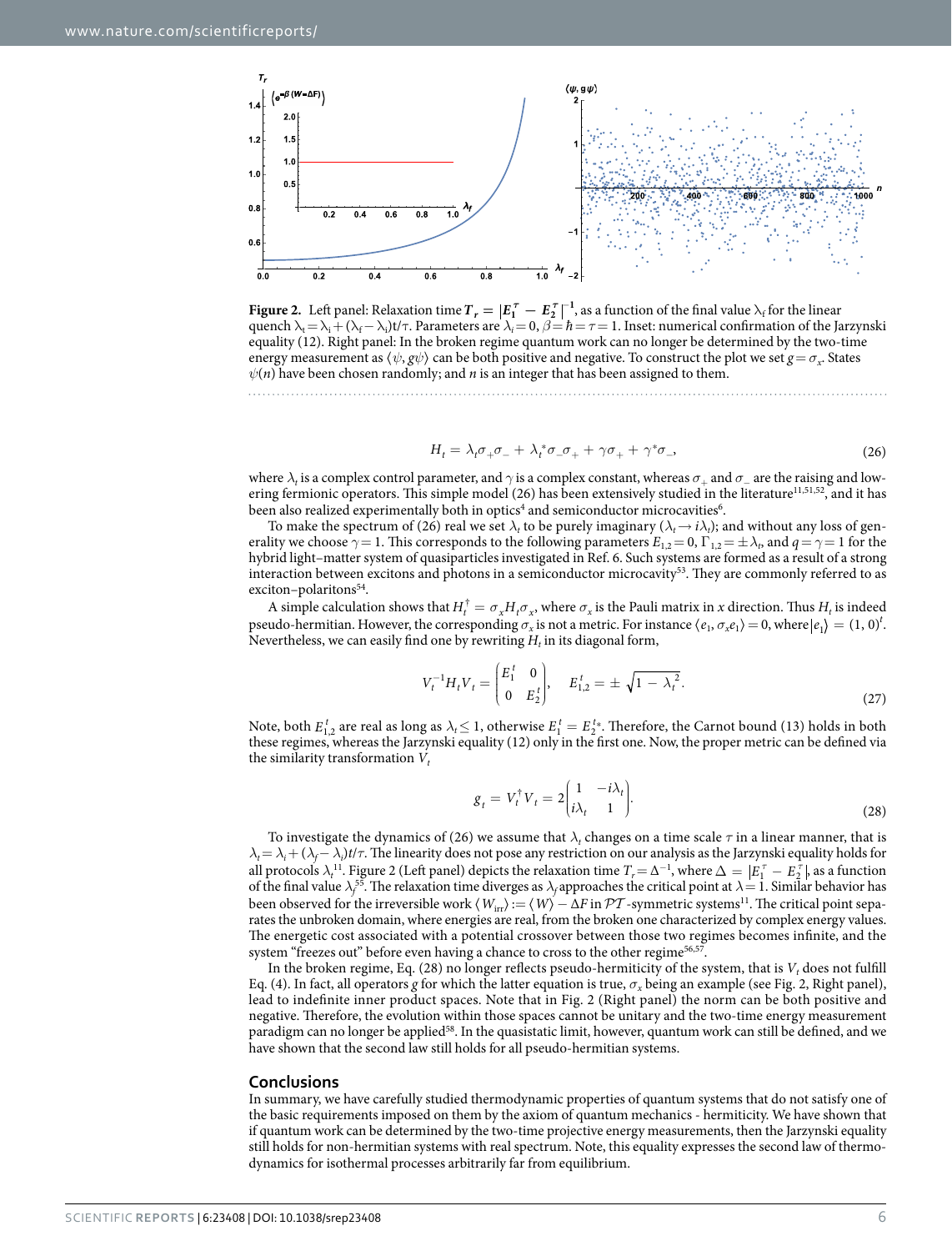**Figure 2.** Left panel: Relaxation time $T_r = |E_1^\tau - E_2^\tau|^{-1}$, as a function of the final value $\lambda_f$ for the linear quench $\lambda_t = \lambda_i + (\lambda_f - \lambda_i)t/\tau$. Parameters are $\lambda_i = 0$, $\beta = \hbar = \tau = 1$. Inset: numerical confirmation of the Jarzynski equality (12). Right panel: In the broken regime quantum work can no longer be determined by the two-time energy measurement as $\langle \psi, g\psi \rangle$ can be both positive and negative. To construct the plot we set $g = \sigma_x$. States $\psi(n)$ have been chosen randomly; and $n$ is an integer that has been assigned to them.

$$H_t = \lambda_t \sigma_+ \sigma_- + \lambda_t^* \sigma_- \sigma_+ + \gamma \sigma_+ + \gamma^* \sigma_-, \tag{26}$$

where $\lambda_t$ is a complex control parameter, and $\gamma$ is a complex constant, whereas $\sigma_+$ and $\sigma_-$ are the raising and lowering fermionic operators. This simple model (26) has been extensively studied in the literature[11,51,52], and it has been also realized experimentally both in optics[4] and semiconductor microcavities[6].

To make the spectrum of (26) real we set $\lambda_t$ to be purely imaginary ($\lambda_t \to i\lambda_t$); and without any loss of generality we choose $\gamma = 1$. This corresponds to the following parameters $E_{1,2} = 0$, $\Gamma_{1,2} = \pm\lambda_t$, and $q = \gamma = 1$ for the hybrid light–matter system of quasiparticles investigated in Ref. 6. Such systems are formed as a result of a strong interaction between excitons and photons in a semiconductor microcavity[53]. They are commonly referred to as exciton–polaritons[54].

A simple calculation shows that $H_t^\dagger = \sigma_x H_t \sigma_x$, where $\sigma_x$ is the Pauli matrix in $x$ direction. Thus $H_t$ is indeed pseudo-hermitian. However, the corresponding $\sigma_x$ is not a metric. For instance $\langle e_1, \sigma_x e_1 \rangle = 0$, where $|e_1\rangle = (1, 0)^t$. Nevertheless, we can easily find one by rewriting $H_t$ in its diagonal form,

$$V_t^{-1} H_t V_t = \begin{pmatrix} E_1^t & 0 \\ 0 & E_2^t \end{pmatrix}, \quad E_{1,2}^t = \pm\sqrt{1 - \lambda_t^2}. \tag{27}$$

Note, both $E_{1,2}^t$ are real as long as $\lambda_t \le 1$, otherwise $E_1^t = E_2^{t*}$. Therefore, the Carnot bound (13) holds in both these regimes, whereas the Jarzynski equality (12) only in the first one. Now, the proper metric can be defined via the similarity transformation $V_t$

$$g_t = V_t^\dagger V_t = 2\begin{pmatrix} 1 & -i\lambda_t \\ i\lambda_t & 1 \end{pmatrix}. \tag{28}$$

To investigate the dynamics of (26) we assume that $\lambda_t$ changes on a time scale $\tau$ in a linear manner, that is $\lambda_t = \lambda_i + (\lambda_f - \lambda_i)t/\tau$. The linearity does not pose any restriction on our analysis as the Jarzynski equality holds for all protocols $\lambda_t$[11]. Figure 2 (Left panel) depicts the relaxation time $T_r = \Delta^{-1}$, where $\Delta = |E_1^\tau - E_2^\tau|$, as a function of the final value $\lambda_f$[55]. The relaxation time diverges as $\lambda_f$ approaches the critical point at $\lambda = 1$. Similar behavior has been observed for the irreversible work $\langle W_{irr} \rangle := \langle W \rangle - \Delta F$ in $\mathcal{PT}$-symmetric systems[11]. The critical point separates the unbroken domain, where energies are real, from the broken one characterized by complex energy values. The energetic cost associated with a potential crossover between those two regimes becomes infinite, and the system "freezes out" before even having a chance to cross to the other regime[56,57].

In the broken regime, Eq. (28) no longer reflects pseudo-hermiticity of the system, that is $V_t$ does not fulfill Eq. (4). In fact, all operators $g$ for which the latter equation is true, $\sigma_x$ being an example (see Fig. 2, Right panel), lead to indefinite inner product spaces. Note that in Fig. 2 (Right panel) the norm can be both positive and negative. Therefore, the evolution within those spaces cannot be unitary and the two-time energy measurement paradigm can no longer be applied[58]. In the quasistatic limit, however, quantum work can still be defined, and we have shown that the second law still holds for all pseudo-hermitian systems.

## Conclusions

In summary, we have carefully studied thermodynamic properties of quantum systems that do not satisfy one of the basic requirements imposed on them by the axiom of quantum mechanics - hermiticity. We have shown that if quantum work can be determined by the two-time projective energy measurements, then the Jarzynski equality still holds for non-hermitian systems with real spectrum. Note, this equality expresses the second law of thermodynamics for isothermal processes arbitrarily far from equilibrium.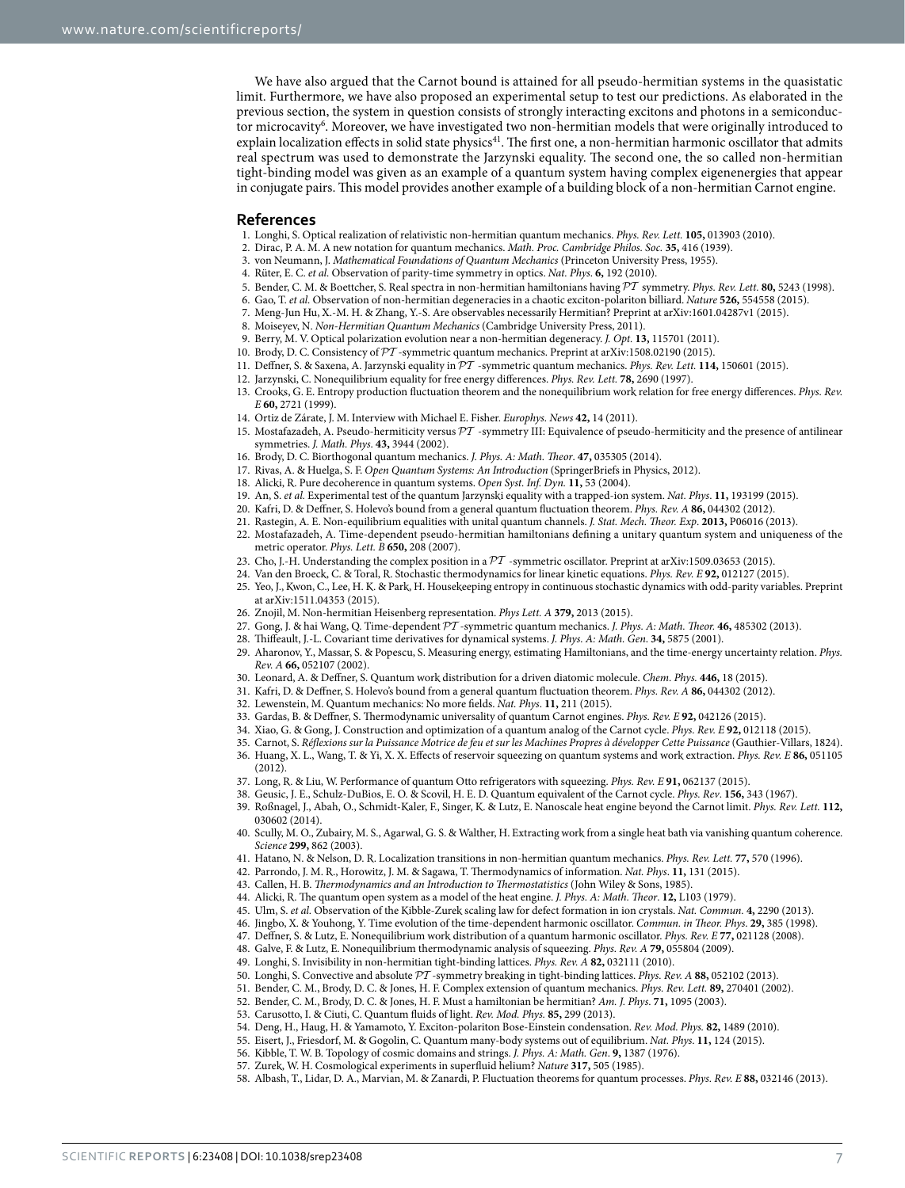We have also argued that the Carnot bound is attained for all pseudo-hermitian systems in the quasistatic limit. Furthermore, we have also proposed an experimental setup to test our predictions. As elaborated in the previous section, the system in question consists of strongly interacting excitons and photons in a semiconductor microcavity[6]. Moreover, we have investigated two non-hermitian models that were originally introduced to explain localization effects in solid state physics[41]. The first one, a non-hermitian harmonic oscillator that admits real spectrum was used to demonstrate the Jarzynski equality. The second one, the so called non-hermitian tight-binding model was given as an example of a quantum system having complex eigenenergies that appear in conjugate pairs. This model provides another example of a building block of a non-hermitian Carnot engine.

## References

1. Longhi, S. Optical realization of relativistic non-hermitian quantum mechanics. *Phys. Rev. Lett.* **105,** 013903 (2010).
2. Dirac, P. A. M. A new notation for quantum mechanics. *Math. Proc. Cambridge Philos. Soc.* **35,** 416 (1939).
3. von Neumann, J. *Mathematical Foundations of Quantum Mechanics* (Princeton University Press, 1955).
4. Rüter, E. C. *et al.* Observation of parity-time symmetry in optics. *Nat. Phys*. **6,** 192 (2010).
5. Bender, C. M. & Boettcher, S. Real spectra in non-hermitian hamiltonians having $\mathcal{PT}$ symmetry. *Phys. Rev. Lett*. **80,** 5243 (1998).
6. Gao, T. *et al.* Observation of non-hermitian degeneracies in a chaotic exciton-polariton billiard. *Nature* **526,** 554558 (2015).
7. Meng-Jun Hu, X.-M. H. & Zhang, Y.-S. Are observables necessarily Hermitian? Preprint at arXiv:1601.04287v1 (2015).
8. Moiseyev, N. *Non-Hermitian Quantum Mechanics* (Cambridge University Press, 2011).
9. Berry, M. V. Optical polarization evolution near a non-hermitian degeneracy. *J. Opt.* **13,** 115701 (2011).
10. Brody, D. C. Consistency of $\mathcal{PT}$-symmetric quantum mechanics. Preprint at arXiv:1508.02190 (2015).
11. Deffner, S. & Saxena, A. Jarzynski equality in $\mathcal{PT}$ -symmetric quantum mechanics. *Phys. Rev. Lett.* **114,** 150601 (2015).
12. Jarzynski, C. Nonequilibrium equality for free energy differences. *Phys. Rev. Lett.* **78,** 2690 (1997).
13. Crooks, G. E. Entropy production fluctuation theorem and the nonequilibrium work relation for free energy differences. *Phys. Rev. E* **60,** 2721 (1999).
14. Ortiz de Zárate, J. M. Interview with Michael E. Fisher. *Europhys. News* **42,** 14 (2011).
15. Mostafazadeh, A. Pseudo-hermiticity versus $\mathcal{PT}$ -symmetry III: Equivalence of pseudo-hermiticity and the presence of antilinear symmetries. *J. Math. Phys*. **43,** 3944 (2002).
16. Brody, D. C. Biorthogonal quantum mechanics. *J. Phys. A: Math. Theor*. **47,** 035305 (2014).
17. Rivas, A. & Huelga, S. F. *Open Quantum Systems: An Introduction* (SpringerBriefs in Physics, 2012).
18. Alicki, R. Pure decoherence in quantum systems. *Open Syst. Inf. Dyn.* **11,** 53 (2004).
19. An, S. *et al.* Experimental test of the quantum Jarzynski equality with a trapped-ion system. *Nat. Phys*. **11,** 193199 (2015).
20. Kafri, D. & Deffner, S. Holevo's bound from a general quantum fluctuation theorem. *Phys. Rev. A* **86,** 044302 (2012).
21. Rastegin, A. E. Non-equilibrium equalities with unital quantum channels. *J. Stat. Mech. Theor. Exp*. **2013,** P06016 (2013).
22. Mostafazadeh, A. Time-dependent pseudo-hermitian hamiltonians defining a unitary quantum system and uniqueness of the metric operator. *Phys. Lett. B* **650,** 208 (2007).
23. Cho, J.-H. Understanding the complex position in a $\mathcal{PT}$ -symmetric oscillator. Preprint at arXiv:1509.03653 (2015).
24. Van den Broeck, C. & Toral, R. Stochastic thermodynamics for linear kinetic equations. *Phys. Rev. E* **92,** 012127 (2015).
25. Yeo, J., Kwon, C., Lee, H. K. & Park, H. Housekeeping entropy in continuous stochastic dynamics with odd-parity variables. Preprint at arXiv:1511.04353 (2015).
26. Znojil, M. Non-hermitian Heisenberg representation. *Phys Lett. A* **379,** 2013 (2015).
27. Gong, J. & hai Wang, Q. Time-dependent $\mathcal{PT}$ -symmetric quantum mechanics. *J. Phys. A: Math. Theor.* **46,** 485302 (2013).
28. Thiffeault, J.-L. Covariant time derivatives for dynamical systems. *J. Phys. A: Math. Gen*. **34,** 5875 (2001).
29. Aharonov, Y., Massar, S. & Popescu, S. Measuring energy, estimating Hamiltonians, and the time-energy uncertainty relation. *Phys. Rev. A* **66,** 052107 (2002).
30. Leonard, A. & Deffner, S. Quantum work distribution for a driven diatomic molecule. *Chem. Phys.* **446,** 18 (2015).
31. Kafri, D. & Deffner, S. Holevo's bound from a general quantum fluctuation theorem. *Phys. Rev. A* **86,** 044302 (2012).
32. Lewenstein, M. Quantum mechanics: No more fields. *Nat. Phys*. **11,** 211 (2015).
33. Gardas, B. & Deffner, S. Thermodynamic universality of quantum Carnot engines. *Phys. Rev. E* **92,** 042126 (2015).
34. Xiao, G. & Gong, J. Construction and optimization of a quantum analog of the Carnot cycle. *Phys. Rev. E* **92,** 012118 (2015).
35. Carnot, S. *Réflexions sur la Puissance Motrice de feu et sur les Machines Propres à développer Cette Puissance* (Gauthier-Villars, 1824).
36. Huang, X. L., Wang, T. & Yi, X. X. Effects of reservoir squeezing on quantum systems and work extraction. *Phys. Rev. E* **86,** 051105 (2012).
37. Long, R. & Liu, W. Performance of quantum Otto refrigerators with squeezing. *Phys. Rev. E* **91,** 062137 (2015).
38. Geusic, J. E., Schulz-DuBios, E. O. & Scovil, H. E. D. Quantum equivalent of the Carnot cycle. *Phys. Rev*. **156,** 343 (1967).
39. Roßnagel, J., Abah, O., Schmidt-Kaler, F., Singer, K. & Lutz, E. Nanoscale heat engine beyond the Carnot limit. *Phys. Rev. Lett.* **112,** 030602 (2014).
40. Scully, M. O., Zubairy, M. S., Agarwal, G. S. & Walther, H. Extracting work from a single heat bath via vanishing quantum coherence. *Science* **299,** 862 (2003).
41. Hatano, N. & Nelson, D. R. Localization transitions in non-hermitian quantum mechanics. *Phys. Rev. Lett.* **77,** 570 (1996).
42. Parrondo, J. M. R., Horowitz, J. M. & Sagawa, T. Thermodynamics of information. *Nat. Phys*. **11,** 131 (2015).
43. Callen, H. B. *Thermodynamics and an Introduction to Thermostatistics* (John Wiley & Sons, 1985).
44. Alicki, R. The quantum open system as a model of the heat engine. *J. Phys. A: Math. Theor*. **12,** L103 (1979).
45. Ulm, S. *et al.* Observation of the Kibble-Zurek scaling law for defect formation in ion crystals. *Nat. Commun.* **4,** 2290 (2013).
46. Jingbo, X. & Youhong, Y. Time evolution of the time-dependent harmonic oscillator. *Commun. in Theor. Phys*. **29,** 385 (1998).
47. Deffner, S. & Lutz, E. Nonequilibrium work distribution of a quantum harmonic oscillator. *Phys. Rev. E* **77,** 021128 (2008).
48. Galve, F. & Lutz, E. Nonequilibrium thermodynamic analysis of squeezing. *Phys. Rev. A* **79,** 055804 (2009).
49. Longhi, S. Invisibility in non-hermitian tight-binding lattices. *Phys. Rev. A* **82,** 032111 (2010).
50. Longhi, S. Convective and absolute $\mathcal{PT}$ -symmetry breaking in tight-binding lattices. *Phys. Rev. A* **88,** 052102 (2013).
51. Bender, C. M., Brody, D. C. & Jones, H. F. Complex extension of quantum mechanics. *Phys. Rev. Lett.* **89,** 270401 (2002).
52. Bender, C. M., Brody, D. C. & Jones, H. F. Must a hamiltonian be hermitian? *Am. J. Phys*. **71,** 1095 (2003).
53. Carusotto, I. & Ciuti, C. Quantum fluids of light. *Rev. Mod. Phys.* **85,** 299 (2013).
54. Deng, H., Haug, H. & Yamamoto, Y. Exciton-polariton Bose-Einstein condensation. *Rev. Mod. Phys.* **82,** 1489 (2010).
55. Eisert, J., Friesdorf, M. & Gogolin, C. Quantum many-body systems out of equilibrium. *Nat. Phys*. **11,** 124 (2015).
56. Kibble, T. W. B. Topology of cosmic domains and strings. *J. Phys. A: Math. Gen*. **9,** 1387 (1976).
57. Zurek, W. H. Cosmological experiments in superfluid helium? *Nature* **317,** 505 (1985).
58. Albash, T., Lidar, D. A., Marvian, M. & Zanardi, P. Fluctuation theorems for quantum processes. *Phys. Rev. E* **88,** 032146 (2013).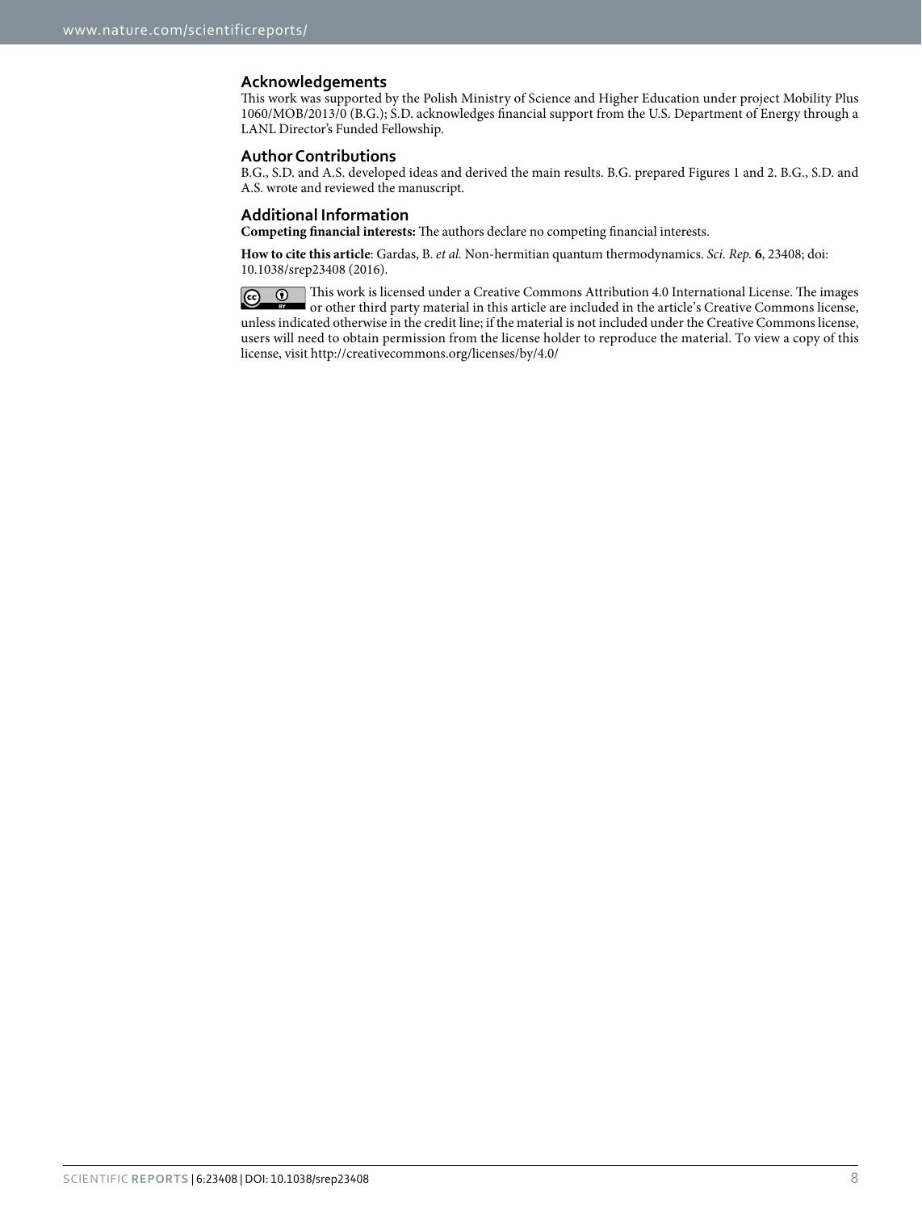## Acknowledgements

This work was supported by the Polish Ministry of Science and Higher Education under project Mobility Plus 1060/MOB/2013/0 (B.G.); S.D. acknowledges financial support from the U.S. Department of Energy through a LANL Director's Funded Fellowship.

## Author Contributions

B.G., S.D. and A.S. developed ideas and derived the main results. B.G. prepared Figures 1 and 2. B.G., S.D. and A.S. wrote and reviewed the manuscript.

## Additional Information

**Competing financial interests:** The authors declare no competing financial interests.

**How to cite this article**: Gardas, B. *et al.* Non-hermitian quantum thermodynamics. *Sci. Rep.* **6**, 23408; doi: 10.1038/srep23408 (2016).

This work is licensed under a Creative Commons Attribution 4.0 International License. The images or other third party material in this article are included in the article's Creative Commons license, unless indicated otherwise in the credit line; if the material is not included under the Creative Commons license, users will need to obtain permission from the license holder to reproduce the material. To view a copy of this license, visit http://creativecommons.org/licenses/by/4.0/